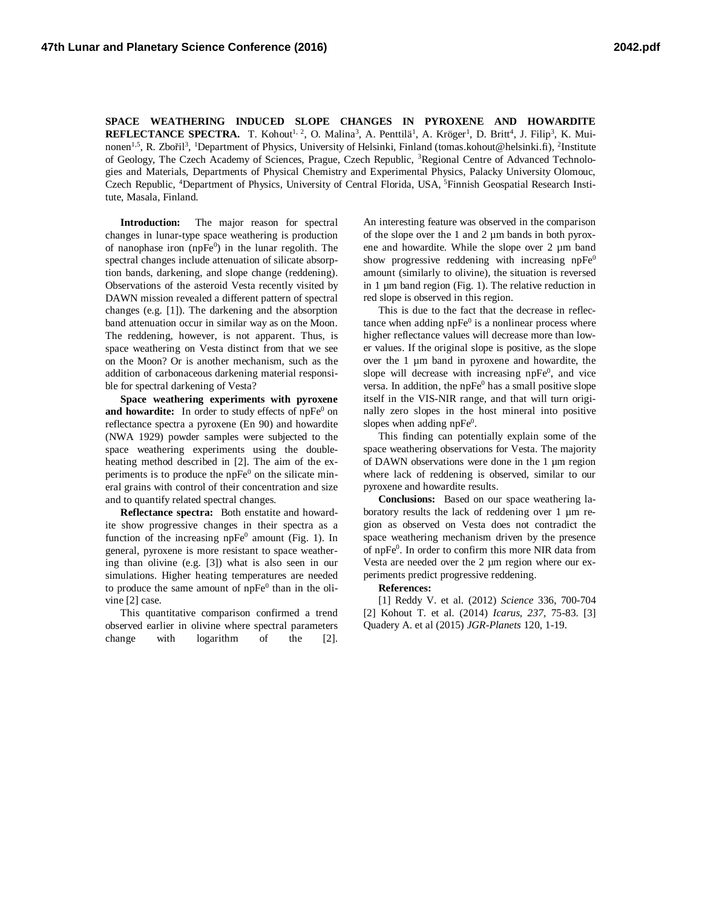**SPACE WEATHERING INDUCED SLOPE CHANGES IN PYROXENE AND HOWARDITE REFLECTANCE SPECTRA.** T. Kohout[1, 2], O. Malina[3], A. Penttilä[1], A. Kröger[1], D. Britt[4], J. Filip[3], K. Muinonen[1,5], R. Zbořil[3], [1]Department of Physics, University of Helsinki, Finland (tomas.kohout@helsinki.fi), [2]Institute of Geology, The Czech Academy of Sciences, Prague, Czech Republic, [3]Regional Centre of Advanced Technologies and Materials, Departments of Physical Chemistry and Experimental Physics, Palacky University Olomouc, Czech Republic, [4]Department of Physics, University of Central Florida, USA, [5]Finnish Geospatial Research Institute, Masala, Finland.

**Introduction:** The major reason for spectral changes in lunar-type space weathering is production of nanophase iron ($npFe^0$) in the lunar regolith. The spectral changes include attenuation of silicate absorption bands, darkening, and slope change (reddening). Observations of the asteroid Vesta recently visited by DAWN mission revealed a different pattern of spectral changes (e.g. [1]). The darkening and the absorption band attenuation occur in similar way as on the Moon. The reddening, however, is not apparent. Thus, is space weathering on Vesta distinct from that we see on the Moon? Or is another mechanism, such as the addition of carbonaceous darkening material responsible for spectral darkening of Vesta?

**Space weathering experiments with pyroxene and howardite:** In order to study effects of $npFe^0$ on reflectance spectra a pyroxene (En 90) and howardite (NWA 1929) powder samples were subjected to the space weathering experiments using the double-heating method described in [2]. The aim of the experiments is to produce the $npFe^0$ on the silicate mineral grains with control of their concentration and size and to quantify related spectral changes.

**Reflectance spectra:** Both enstatite and howardite show progressive changes in their spectra as a function of the increasing $npFe^0$ amount (Fig. 1). In general, pyroxene is more resistant to space weathering than olivine (e.g. [3]) what is also seen in our simulations. Higher heating temperatures are needed to produce the same amount of $npFe^0$ than in the olivine [2] case.

This quantitative comparison confirmed a trend observed earlier in olivine where spectral parameters change with logarithm of the [2].

An interesting feature was observed in the comparison of the slope over the 1 and 2 µm bands in both pyroxene and howardite. While the slope over 2 µm band show progressive reddening with increasing $npFe^0$ amount (similarly to olivine), the situation is reversed in 1 µm band region (Fig. 1). The relative reduction in red slope is observed in this region.

This is due to the fact that the decrease in reflectance when adding $npFe^0$ is a nonlinear process where higher reflectance values will decrease more than lower values. If the original slope is positive, as the slope over the 1 µm band in pyroxene and howardite, the slope will decrease with increasing $npFe^0$, and vice versa. In addition, the $npFe^0$ has a small positive slope itself in the VIS-NIR range, and that will turn originally zero slopes in the host mineral into positive slopes when adding $npFe^0$.

This finding can potentially explain some of the space weathering observations for Vesta. The majority of DAWN observations were done in the 1 µm region where lack of reddening is observed, similar to our pyroxene and howardite results.

**Conclusions:** Based on our space weathering laboratory results the lack of reddening over 1 µm region as observed on Vesta does not contradict the space weathering mechanism driven by the presence of $npFe^0$. In order to confirm this more NIR data from Vesta are needed over the 2 µm region where our experiments predict progressive reddening.

**References:**

[1] Reddy V. et al. (2012) *Science* 336, 700-704 [2] Kohout T. et al. (2014) *Icarus, 237*, 75-83. [3] Quadery A. et al (2015) *JGR-Planets* 120, 1-19.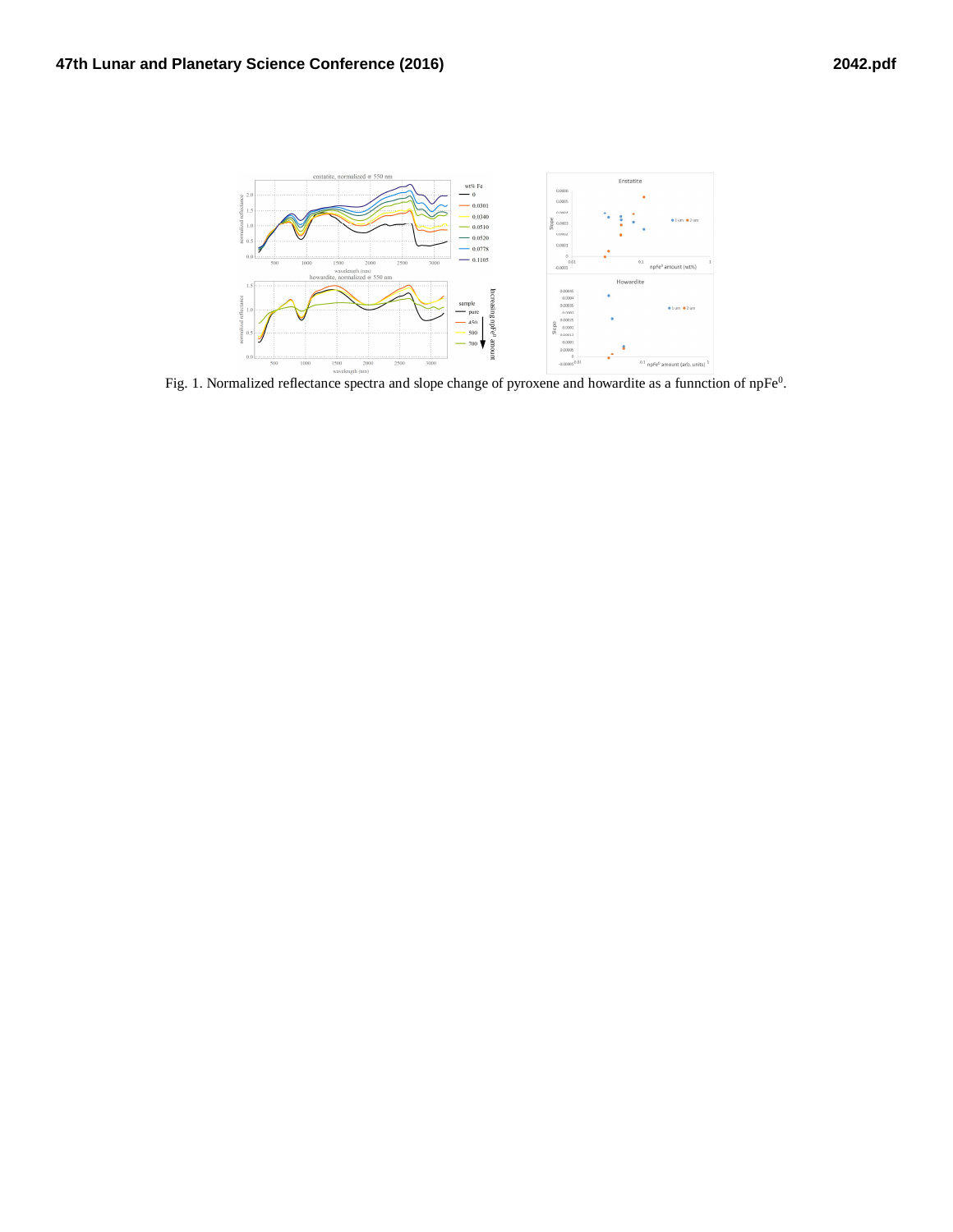enstatite, normalized @ 550 nm

normalized reflectance

wavelength (nm)

wt% Fe
0
0.0301
0.0340
0.0510
0.0520
0.0778
0.1105

howardite, normalized @ 550 nm

normalized reflectance

wavelength (nm)

sample
pure
450
500
700

Increasing npFe$^0$ amount

Enstatite

Slope

npFe$^0$ amount (wt%)

1 um
2 um

Howardite

Slope

npFe$^0$ amount (arb. units)

1 um
2 um

Fig. 1. Normalized reflectance spectra and slope change of pyroxene and howardite as a funnction of npFe$^0$.